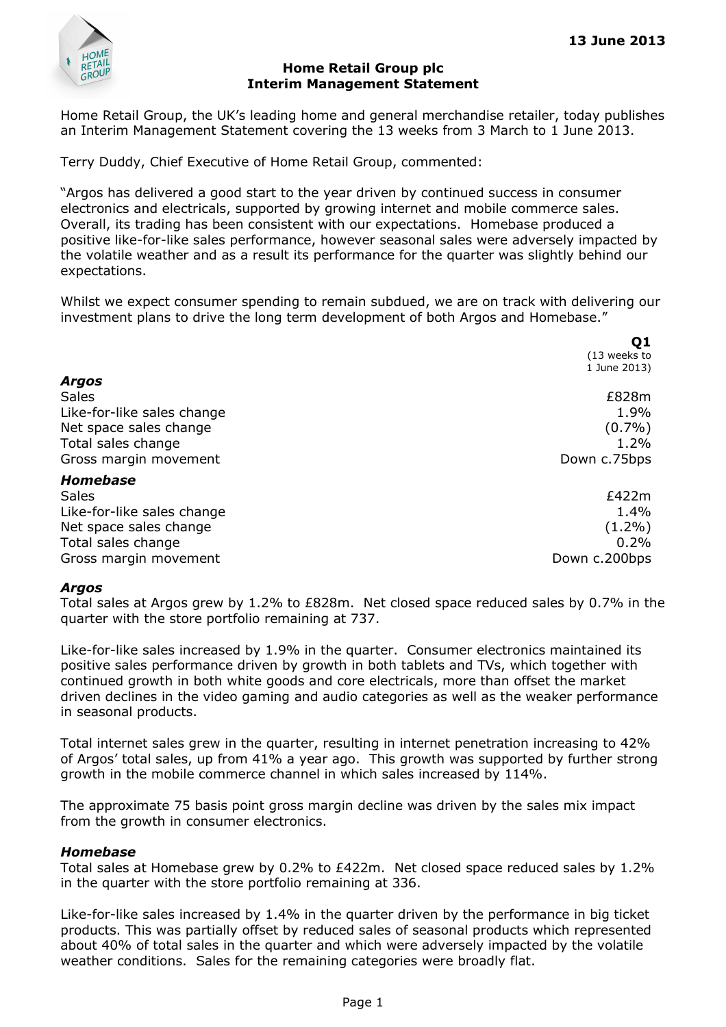13 June 2013

# Home Retail Group plc
## Interim Management Statement

Home Retail Group, the UK's leading home and general merchandise retailer, today publishes an Interim Management Statement covering the 13 weeks from 3 March to 1 June 2013.

Terry Duddy, Chief Executive of Home Retail Group, commented:

"Argos has delivered a good start to the year driven by continued success in consumer electronics and electricals, supported by growing internet and mobile commerce sales. Overall, its trading has been consistent with our expectations. Homebase produced a positive like-for-like sales performance, however seasonal sales were adversely impacted by the volatile weather and as a result its performance for the quarter was slightly behind our expectations.

Whilst we expect consumer spending to remain subdued, we are on track with delivering our investment plans to drive the long term development of both Argos and Homebase."

| | **Q1** (13 weeks to 1 June 2013) |
|---|---|
| ***Argos*** | |
| Sales | £828m |
| Like-for-like sales change | 1.9% |
| Net space sales change | (0.7%) |
| Total sales change | 1.2% |
| Gross margin movement | Down c.75bps |
| ***Homebase*** | |
| Sales | £422m |
| Like-for-like sales change | 1.4% |
| Net space sales change | (1.2%) |
| Total sales change | 0.2% |
| Gross margin movement | Down c.200bps |

### *Argos*

Total sales at Argos grew by 1.2% to £828m. Net closed space reduced sales by 0.7% in the quarter with the store portfolio remaining at 737.

Like-for-like sales increased by 1.9% in the quarter. Consumer electronics maintained its positive sales performance driven by growth in both tablets and TVs, which together with continued growth in both white goods and core electricals, more than offset the market driven declines in the video gaming and audio categories as well as the weaker performance in seasonal products.

Total internet sales grew in the quarter, resulting in internet penetration increasing to 42% of Argos' total sales, up from 41% a year ago. This growth was supported by further strong growth in the mobile commerce channel in which sales increased by 114%.

The approximate 75 basis point gross margin decline was driven by the sales mix impact from the growth in consumer electronics.

### *Homebase*

Total sales at Homebase grew by 0.2% to £422m. Net closed space reduced sales by 1.2% in the quarter with the store portfolio remaining at 336.

Like-for-like sales increased by 1.4% in the quarter driven by the performance in big ticket products. This was partially offset by reduced sales of seasonal products which represented about 40% of total sales in the quarter and which were adversely impacted by the volatile weather conditions. Sales for the remaining categories were broadly flat.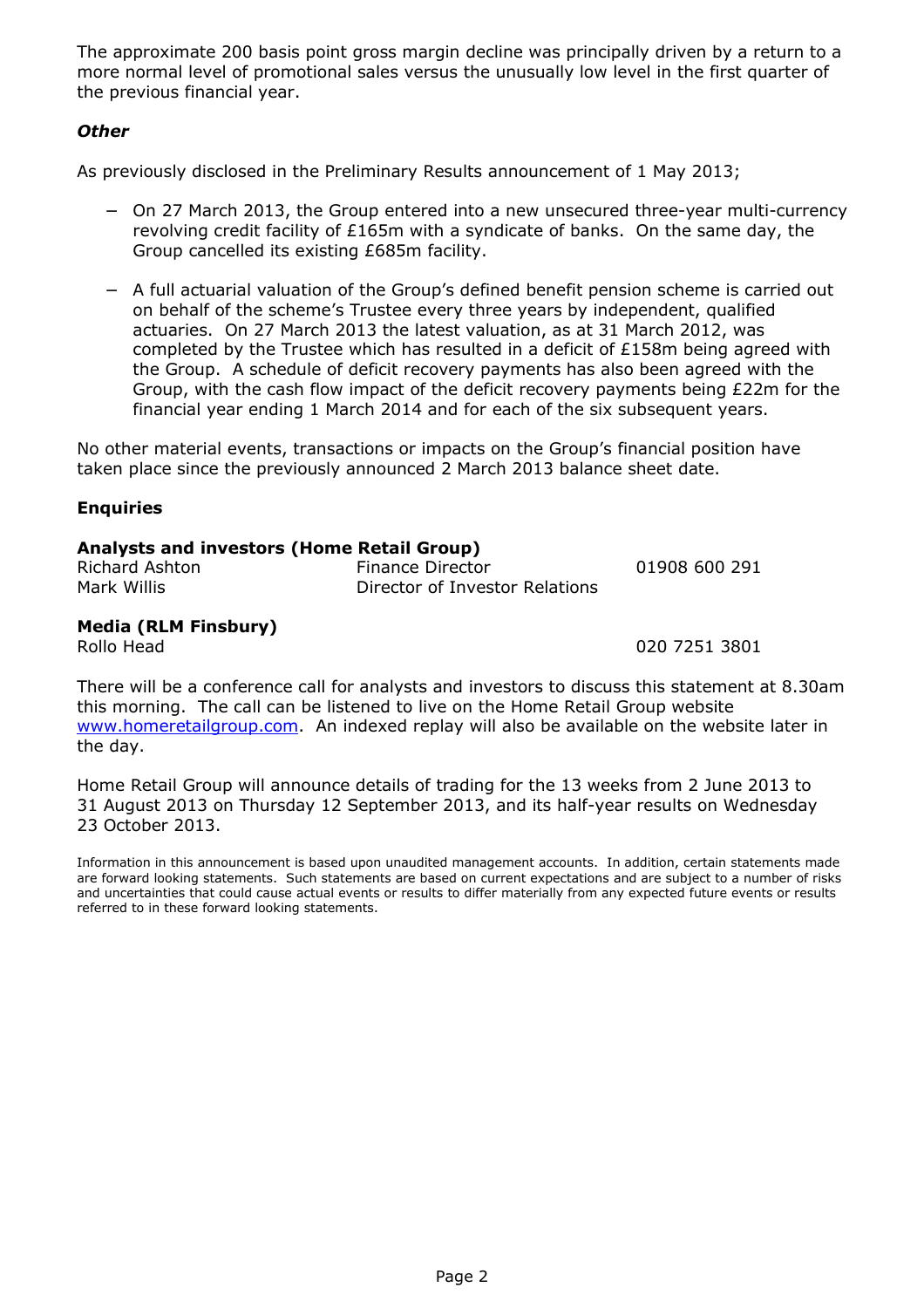The approximate 200 basis point gross margin decline was principally driven by a return to a more normal level of promotional sales versus the unusually low level in the first quarter of the previous financial year.

***Other***

As previously disclosed in the Preliminary Results announcement of 1 May 2013;

- On 27 March 2013, the Group entered into a new unsecured three-year multi-currency revolving credit facility of £165m with a syndicate of banks. On the same day, the Group cancelled its existing £685m facility.
- A full actuarial valuation of the Group's defined benefit pension scheme is carried out on behalf of the scheme's Trustee every three years by independent, qualified actuaries. On 27 March 2013 the latest valuation, as at 31 March 2012, was completed by the Trustee which has resulted in a deficit of £158m being agreed with the Group. A schedule of deficit recovery payments has also been agreed with the Group, with the cash flow impact of the deficit recovery payments being £22m for the financial year ending 1 March 2014 and for each of the six subsequent years.

No other material events, transactions or impacts on the Group's financial position have taken place since the previously announced 2 March 2013 balance sheet date.

**Enquiries**

**Analysts and investors (Home Retail Group)**

| | | |
|---|---|---|
| Richard Ashton | Finance Director | 01908 600 291 |
| Mark Willis | Director of Investor Relations | |

**Media (RLM Finsbury)**

| | | |
|---|---|---|
| Rollo Head | | 020 7251 3801 |

There will be a conference call for analysts and investors to discuss this statement at 8.30am this morning. The call can be listened to live on the Home Retail Group website www.homeretailgroup.com. An indexed replay will also be available on the website later in the day.

Home Retail Group will announce details of trading for the 13 weeks from 2 June 2013 to 31 August 2013 on Thursday 12 September 2013, and its half-year results on Wednesday 23 October 2013.

Information in this announcement is based upon unaudited management accounts. In addition, certain statements made are forward looking statements. Such statements are based on current expectations and are subject to a number of risks and uncertainties that could cause actual events or results to differ materially from any expected future events or results referred to in these forward looking statements.